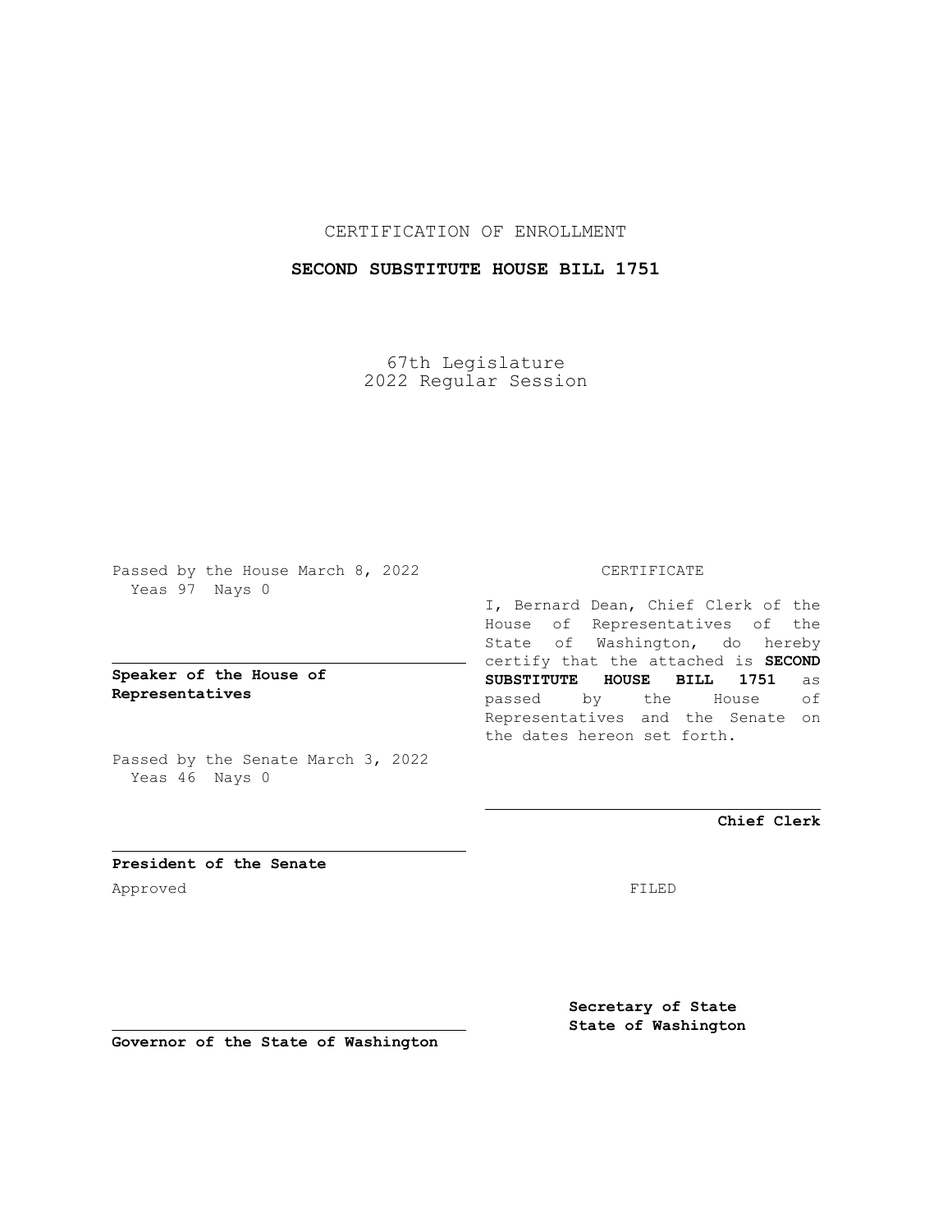CERTIFICATION OF ENROLLMENT

**SECOND SUBSTITUTE HOUSE BILL 1751**

67th Legislature
2022 Regular Session

Passed by the House March 8, 2022
Yeas 97 Nays 0

**Speaker of the House of Representatives**

Passed by the Senate March 3, 2022
Yeas 46 Nays 0

**President of the Senate**

Approved

**Governor of the State of Washington**

CERTIFICATE

I, Bernard Dean, Chief Clerk of the House of Representatives of the State of Washington, do hereby certify that the attached is **SECOND SUBSTITUTE HOUSE BILL 1751** as passed by the House of Representatives and the Senate on the dates hereon set forth.

**Chief Clerk**

FILED

**Secretary of State**
**State of Washington**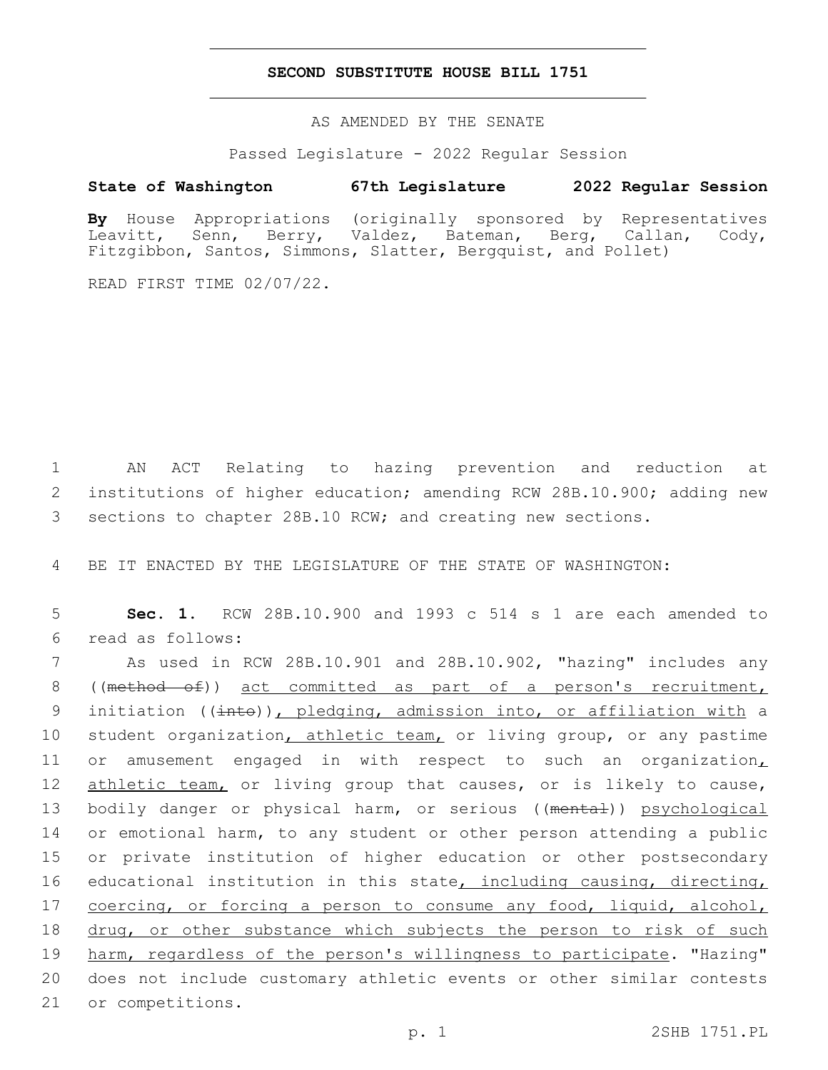# SECOND SUBSTITUTE HOUSE BILL 1751

AS AMENDED BY THE SENATE

Passed Legislature - 2022 Regular Session

**State of Washington 67th Legislature 2022 Regular Session**

**By** House Appropriations (originally sponsored by Representatives Leavitt, Senn, Berry, Valdez, Bateman, Berg, Callan, Cody, Fitzgibbon, Santos, Simmons, Slatter, Bergquist, and Pollet)

READ FIRST TIME 02/07/22.

AN ACT Relating to hazing prevention and reduction at institutions of higher education; amending RCW 28B.10.900; adding new sections to chapter 28B.10 RCW; and creating new sections.

BE IT ENACTED BY THE LEGISLATURE OF THE STATE OF WASHINGTON:

**Sec. 1.** RCW 28B.10.900 and 1993 c 514 s 1 are each amended to read as follows:

As used in RCW 28B.10.901 and 28B.10.902, "hazing" includes any ((~~method of~~)) <u>act committed as part of a person's recruitment,</u> initiation ((~~into~~))<u>, pledging, admission into, or affiliation with</u> a student organization<u>, athletic team,</u> or living group, or any pastime or amusement engaged in with respect to such an organization<u>, athletic team,</u> or living group that causes, or is likely to cause, bodily danger or physical harm, or serious ((~~mental~~)) <u>psychological</u> or emotional harm, to any student or other person attending a public or private institution of higher education or other postsecondary educational institution in this state<u>, including causing, directing, coercing, or forcing a person to consume any food, liquid, alcohol, drug, or other substance which subjects the person to risk of such harm, regardless of the person's willingness to participate</u>. "Hazing" does not include customary athletic events or other similar contests or competitions.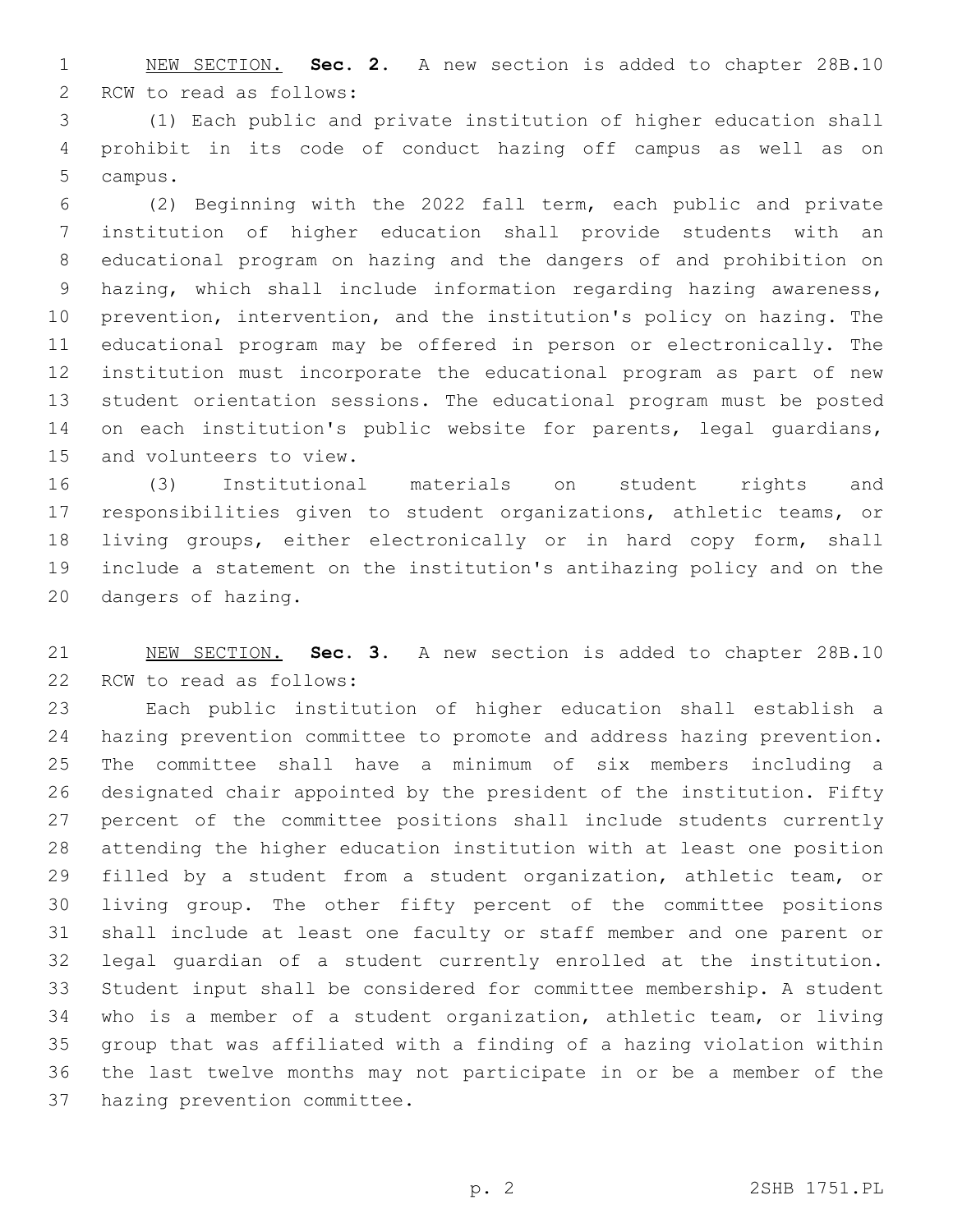NEW SECTION. **Sec. 2.** A new section is added to chapter 28B.10 RCW to read as follows:

(1) Each public and private institution of higher education shall prohibit in its code of conduct hazing off campus as well as on campus.

(2) Beginning with the 2022 fall term, each public and private institution of higher education shall provide students with an educational program on hazing and the dangers of and prohibition on hazing, which shall include information regarding hazing awareness, prevention, intervention, and the institution's policy on hazing. The educational program may be offered in person or electronically. The institution must incorporate the educational program as part of new student orientation sessions. The educational program must be posted on each institution's public website for parents, legal guardians, and volunteers to view.

(3) Institutional materials on student rights and responsibilities given to student organizations, athletic teams, or living groups, either electronically or in hard copy form, shall include a statement on the institution's antihazing policy and on the dangers of hazing.

NEW SECTION. **Sec. 3.** A new section is added to chapter 28B.10 RCW to read as follows:

Each public institution of higher education shall establish a hazing prevention committee to promote and address hazing prevention. The committee shall have a minimum of six members including a designated chair appointed by the president of the institution. Fifty percent of the committee positions shall include students currently attending the higher education institution with at least one position filled by a student from a student organization, athletic team, or living group. The other fifty percent of the committee positions shall include at least one faculty or staff member and one parent or legal guardian of a student currently enrolled at the institution. Student input shall be considered for committee membership. A student who is a member of a student organization, athletic team, or living group that was affiliated with a finding of a hazing violation within the last twelve months may not participate in or be a member of the hazing prevention committee.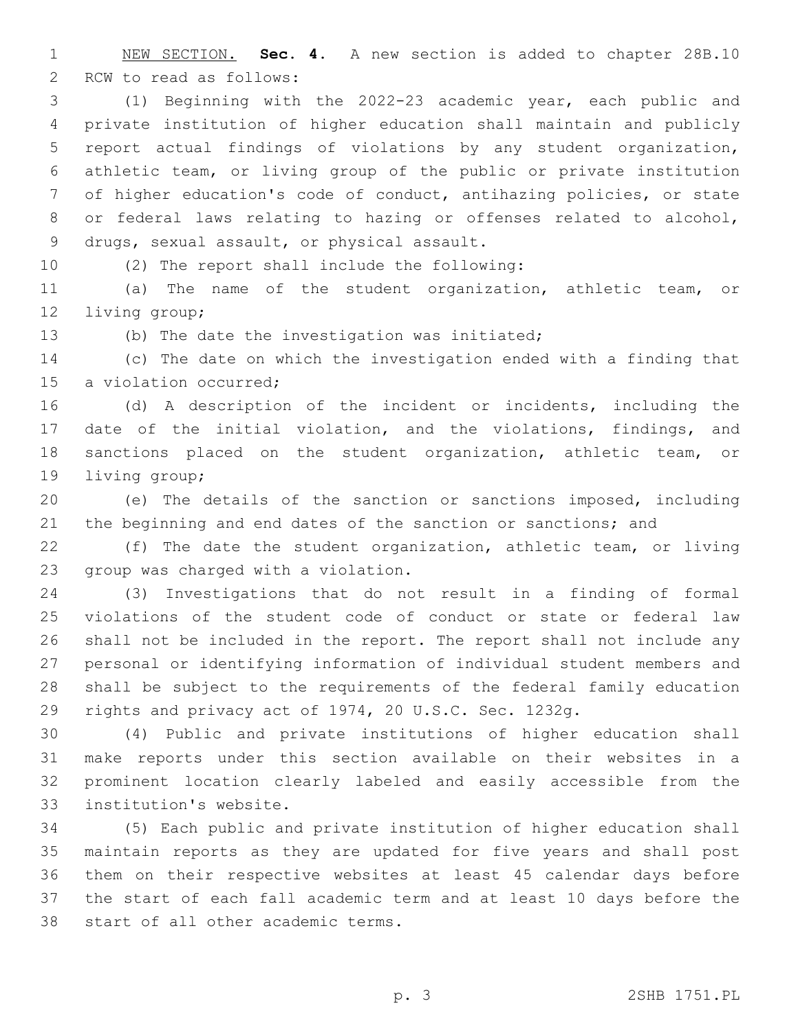NEW SECTION. **Sec. 4.** A new section is added to chapter 28B.10 RCW to read as follows:

(1) Beginning with the 2022-23 academic year, each public and private institution of higher education shall maintain and publicly report actual findings of violations by any student organization, athletic team, or living group of the public or private institution of higher education's code of conduct, antihazing policies, or state or federal laws relating to hazing or offenses related to alcohol, drugs, sexual assault, or physical assault.

(2) The report shall include the following:

(a) The name of the student organization, athletic team, or living group;

(b) The date the investigation was initiated;

(c) The date on which the investigation ended with a finding that a violation occurred;

(d) A description of the incident or incidents, including the date of the initial violation, and the violations, findings, and sanctions placed on the student organization, athletic team, or living group;

(e) The details of the sanction or sanctions imposed, including the beginning and end dates of the sanction or sanctions; and

(f) The date the student organization, athletic team, or living group was charged with a violation.

(3) Investigations that do not result in a finding of formal violations of the student code of conduct or state or federal law shall not be included in the report. The report shall not include any personal or identifying information of individual student members and shall be subject to the requirements of the federal family education rights and privacy act of 1974, 20 U.S.C. Sec. 1232g.

(4) Public and private institutions of higher education shall make reports under this section available on their websites in a prominent location clearly labeled and easily accessible from the institution's website.

(5) Each public and private institution of higher education shall maintain reports as they are updated for five years and shall post them on their respective websites at least 45 calendar days before the start of each fall academic term and at least 10 days before the start of all other academic terms.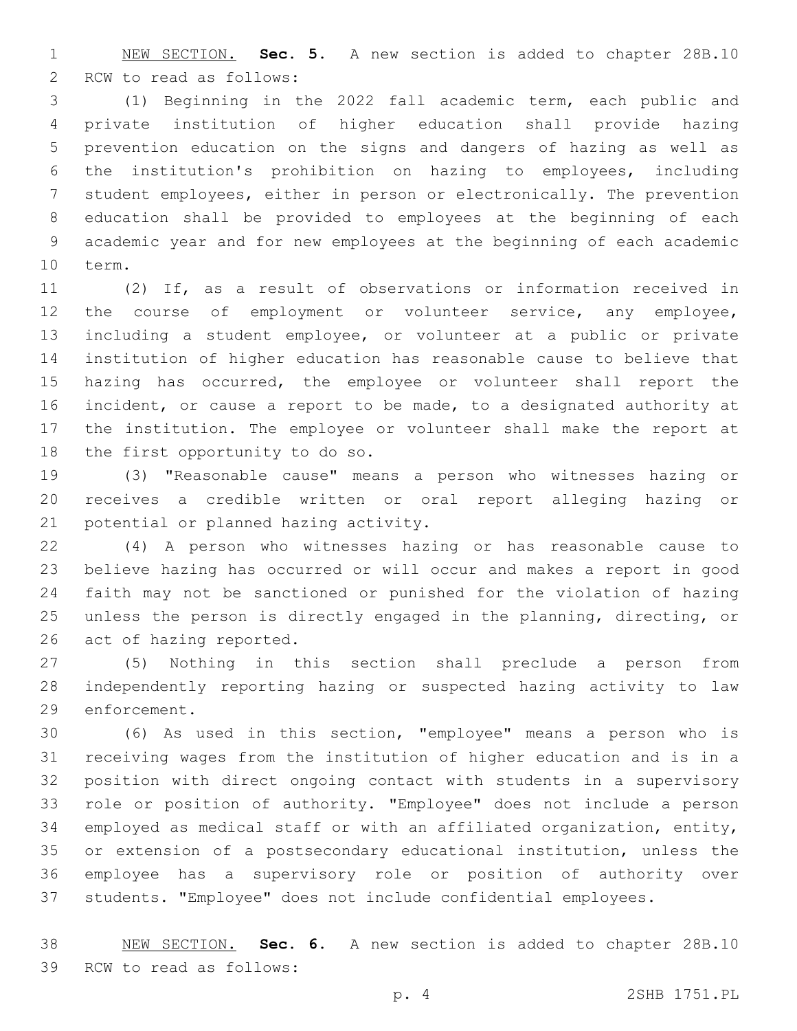NEW SECTION. **Sec. 5.** A new section is added to chapter 28B.10 RCW to read as follows:

(1) Beginning in the 2022 fall academic term, each public and private institution of higher education shall provide hazing prevention education on the signs and dangers of hazing as well as the institution's prohibition on hazing to employees, including student employees, either in person or electronically. The prevention education shall be provided to employees at the beginning of each academic year and for new employees at the beginning of each academic term.

(2) If, as a result of observations or information received in the course of employment or volunteer service, any employee, including a student employee, or volunteer at a public or private institution of higher education has reasonable cause to believe that hazing has occurred, the employee or volunteer shall report the incident, or cause a report to be made, to a designated authority at the institution. The employee or volunteer shall make the report at the first opportunity to do so.

(3) "Reasonable cause" means a person who witnesses hazing or receives a credible written or oral report alleging hazing or potential or planned hazing activity.

(4) A person who witnesses hazing or has reasonable cause to believe hazing has occurred or will occur and makes a report in good faith may not be sanctioned or punished for the violation of hazing unless the person is directly engaged in the planning, directing, or act of hazing reported.

(5) Nothing in this section shall preclude a person from independently reporting hazing or suspected hazing activity to law enforcement.

(6) As used in this section, "employee" means a person who is receiving wages from the institution of higher education and is in a position with direct ongoing contact with students in a supervisory role or position of authority. "Employee" does not include a person employed as medical staff or with an affiliated organization, entity, or extension of a postsecondary educational institution, unless the employee has a supervisory role or position of authority over students. "Employee" does not include confidential employees.

NEW SECTION. **Sec. 6.** A new section is added to chapter 28B.10 RCW to read as follows: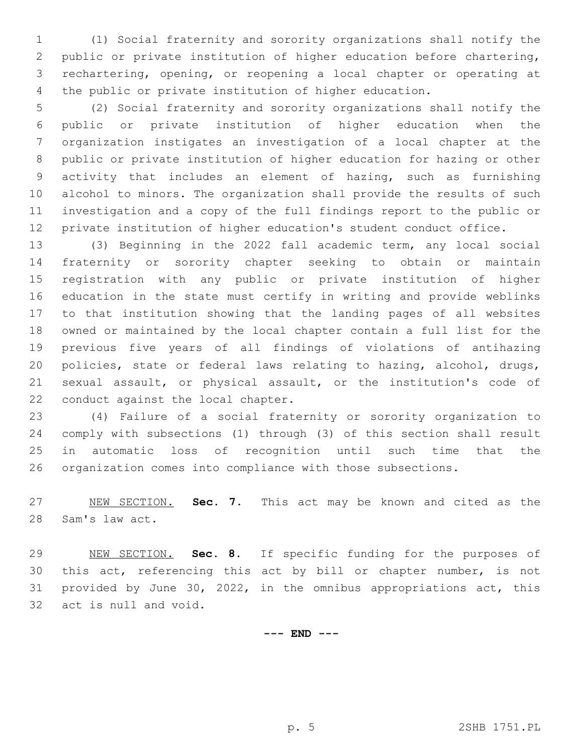(1) Social fraternity and sorority organizations shall notify the public or private institution of higher education before chartering, rechartering, opening, or reopening a local chapter or operating at the public or private institution of higher education.

(2) Social fraternity and sorority organizations shall notify the public or private institution of higher education when the organization instigates an investigation of a local chapter at the public or private institution of higher education for hazing or other activity that includes an element of hazing, such as furnishing alcohol to minors. The organization shall provide the results of such investigation and a copy of the full findings report to the public or private institution of higher education's student conduct office.

(3) Beginning in the 2022 fall academic term, any local social fraternity or sorority chapter seeking to obtain or maintain registration with any public or private institution of higher education in the state must certify in writing and provide weblinks to that institution showing that the landing pages of all websites owned or maintained by the local chapter contain a full list for the previous five years of all findings of violations of antihazing policies, state or federal laws relating to hazing, alcohol, drugs, sexual assault, or physical assault, or the institution's code of conduct against the local chapter.

(4) Failure of a social fraternity or sorority organization to comply with subsections (1) through (3) of this section shall result in automatic loss of recognition until such time that the organization comes into compliance with those subsections.

NEW SECTION. **Sec. 7.** This act may be known and cited as the Sam's law act.

NEW SECTION. **Sec. 8.** If specific funding for the purposes of this act, referencing this act by bill or chapter number, is not provided by June 30, 2022, in the omnibus appropriations act, this act is null and void.

**--- END ---**